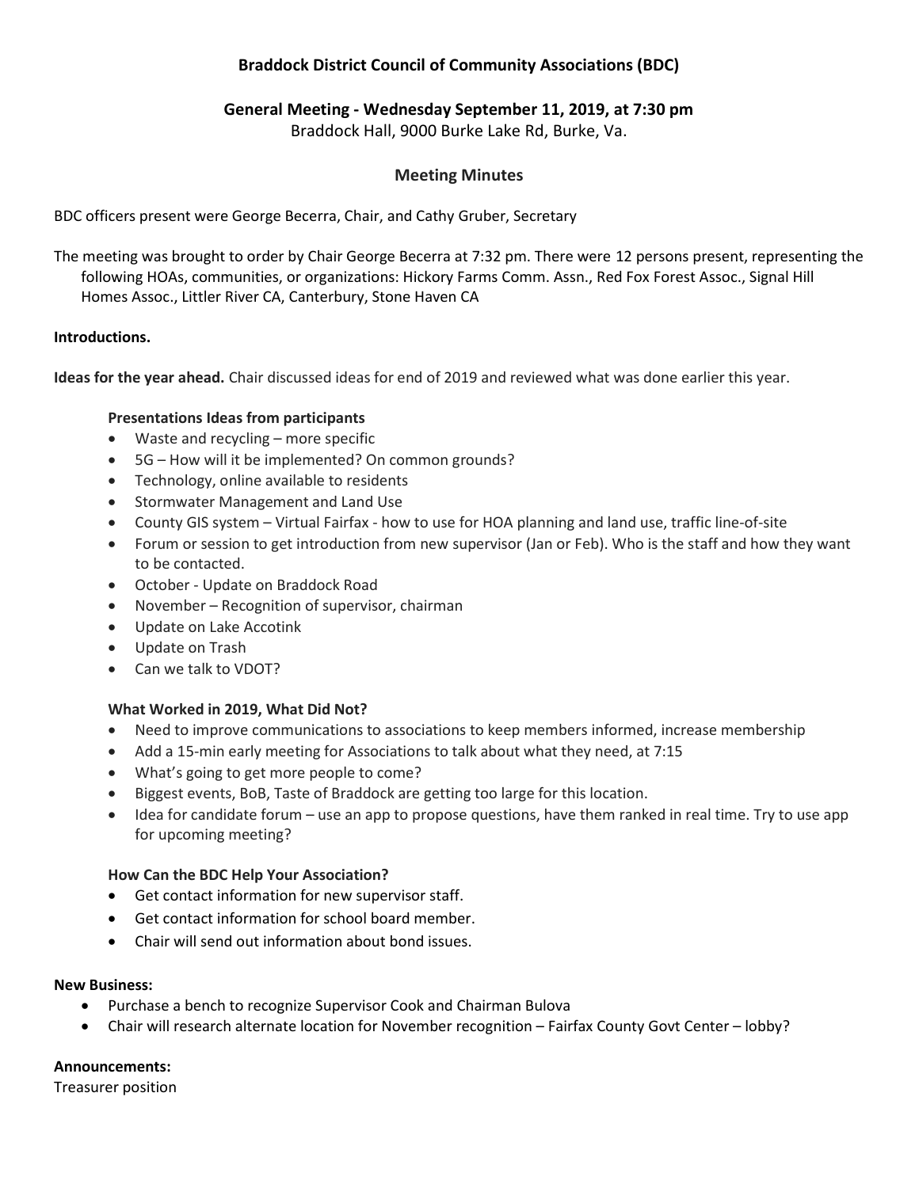# Braddock District Council of Community Associations (BDC)

## General Meeting - Wednesday September 11, 2019, at 7:30 pm

Braddock Hall, 9000 Burke Lake Rd, Burke, Va.

### Meeting Minutes

BDC officers present were George Becerra, Chair, and Cathy Gruber, Secretary

The meeting was brought to order by Chair George Becerra at 7:32 pm. There were 12 persons present, representing the following HOAs, communities, or organizations: Hickory Farms Comm. Assn., Red Fox Forest Assoc., Signal Hill Homes Assoc., Littler River CA, Canterbury, Stone Haven CA

**Introductions.**

**Ideas for the year ahead.** Chair discussed ideas for end of 2019 and reviewed what was done earlier this year.

**Presentations Ideas from participants**

- Waste and recycling – more specific
- 5G – How will it be implemented? On common grounds?
- Technology, online available to residents
- Stormwater Management and Land Use
- County GIS system – Virtual Fairfax - how to use for HOA planning and land use, traffic line-of-site
- Forum or session to get introduction from new supervisor (Jan or Feb). Who is the staff and how they want to be contacted.
- October - Update on Braddock Road
- November – Recognition of supervisor, chairman
- Update on Lake Accotink
- Update on Trash
- Can we talk to VDOT?

**What Worked in 2019, What Did Not?**

- Need to improve communications to associations to keep members informed, increase membership
- Add a 15-min early meeting for Associations to talk about what they need, at 7:15
- What's going to get more people to come?
- Biggest events, BoB, Taste of Braddock are getting too large for this location.
- Idea for candidate forum – use an app to propose questions, have them ranked in real time. Try to use app for upcoming meeting?

**How Can the BDC Help Your Association?**

- Get contact information for new supervisor staff.
- Get contact information for school board member.
- Chair will send out information about bond issues.

**New Business:**

- Purchase a bench to recognize Supervisor Cook and Chairman Bulova
- Chair will research alternate location for November recognition – Fairfax County Govt Center – lobby?

**Announcements:**

Treasurer position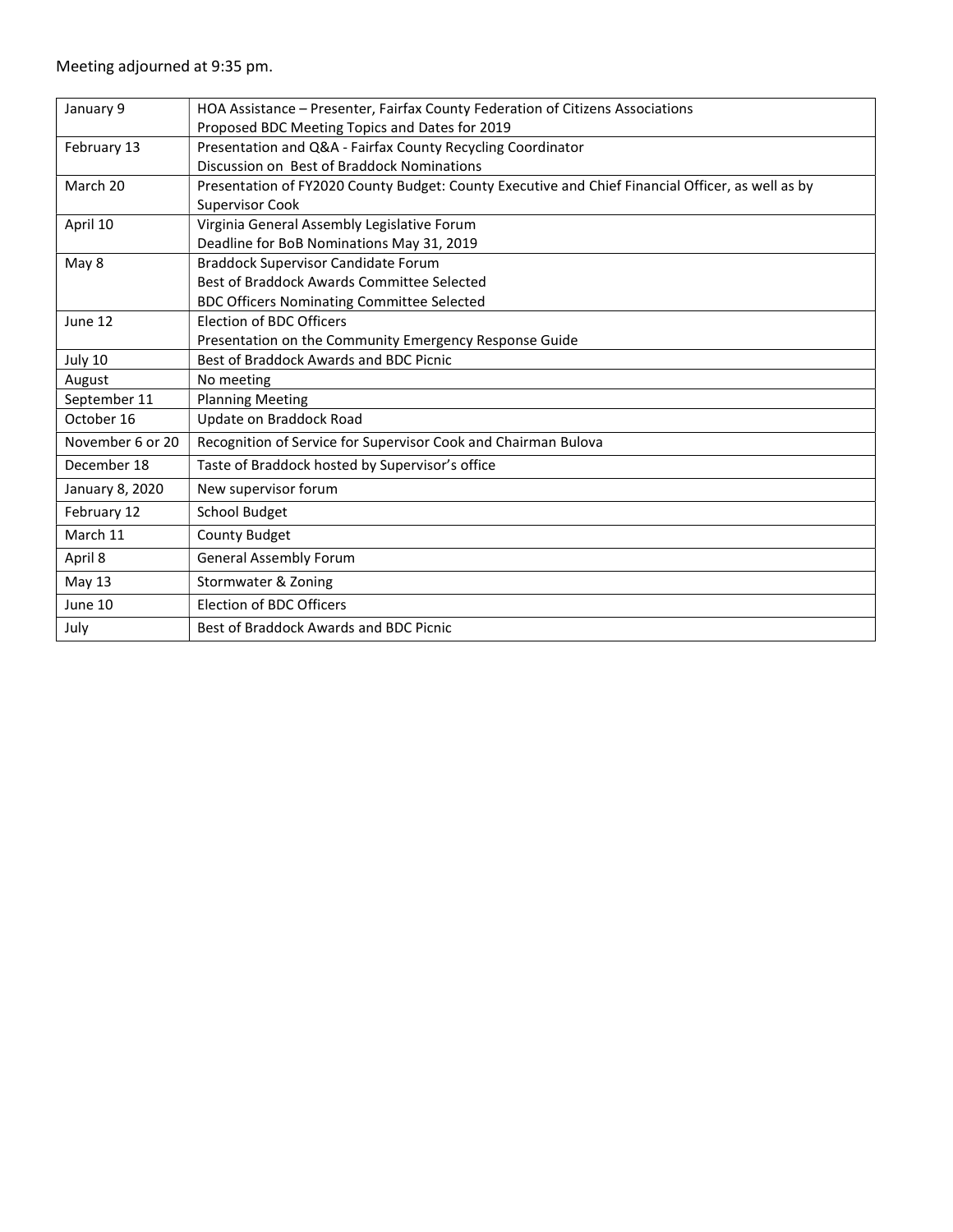Meeting adjourned at 9:35 pm.

| | |
|---|---|
| January 9 | HOA Assistance – Presenter, Fairfax County Federation of Citizens Associations<br>Proposed BDC Meeting Topics and Dates for 2019 |
| February 13 | Presentation and Q&A - Fairfax County Recycling Coordinator<br>Discussion on Best of Braddock Nominations |
| March 20 | Presentation of FY2020 County Budget: County Executive and Chief Financial Officer, as well as by Supervisor Cook |
| April 10 | Virginia General Assembly Legislative Forum<br>Deadline for BoB Nominations May 31, 2019 |
| May 8 | Braddock Supervisor Candidate Forum<br>Best of Braddock Awards Committee Selected<br>BDC Officers Nominating Committee Selected |
| June 12 | Election of BDC Officers<br>Presentation on the Community Emergency Response Guide |
| July 10 | Best of Braddock Awards and BDC Picnic |
| August | No meeting |
| September 11 | Planning Meeting |
| October 16 | Update on Braddock Road |
| November 6 or 20 | Recognition of Service for Supervisor Cook and Chairman Bulova |
| December 18 | Taste of Braddock hosted by Supervisor's office |
| January 8, 2020 | New supervisor forum |
| February 12 | School Budget |
| March 11 | County Budget |
| April 8 | General Assembly Forum |
| May 13 | Stormwater & Zoning |
| June 10 | Election of BDC Officers |
| July | Best of Braddock Awards and BDC Picnic |